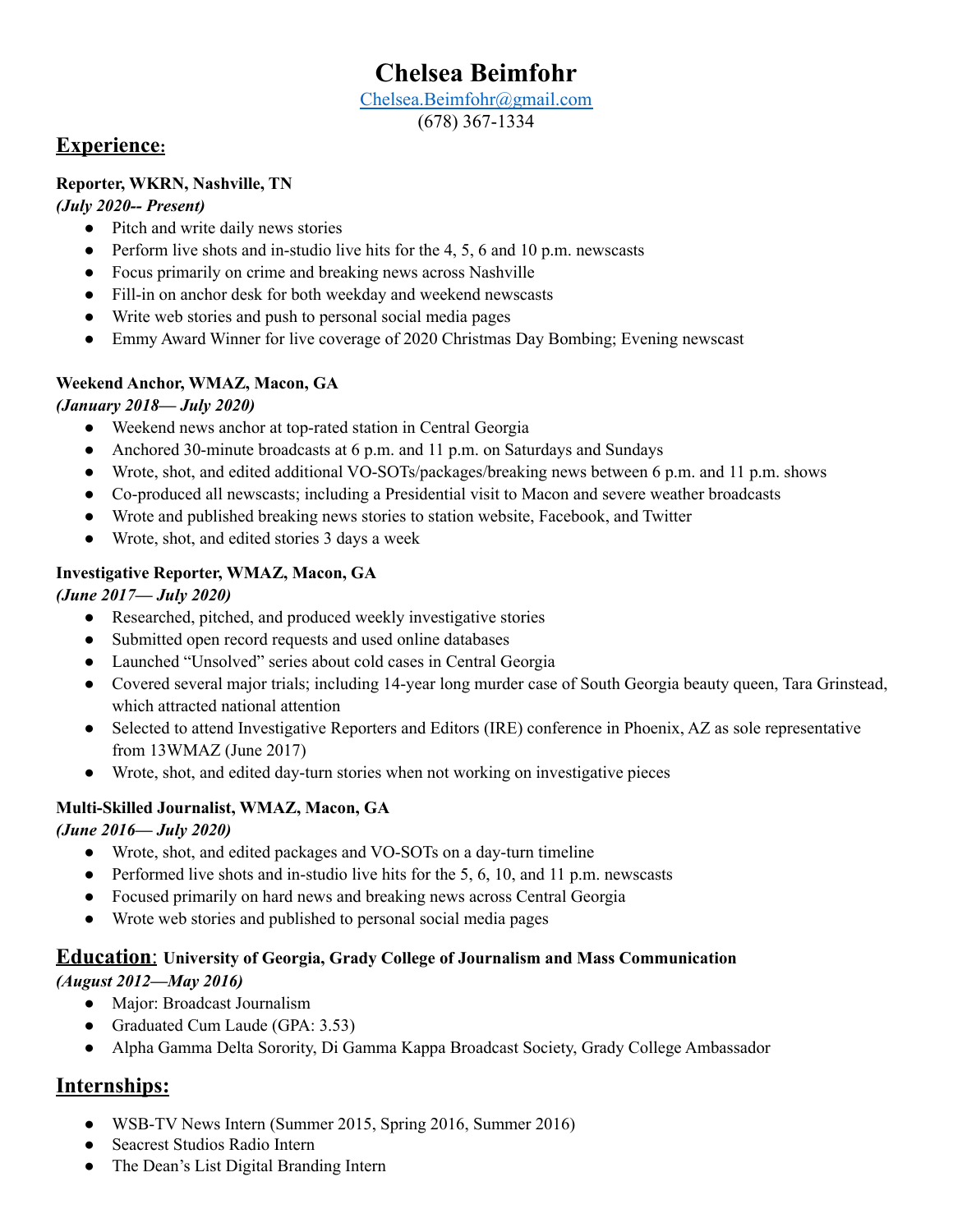# Chelsea Beimfohr

Chelsea.Beimfohr@gmail.com
(678) 367-1334

## Experience:

**Reporter, WKRN, Nashville, TN**
***(July 2020-- Present)***

- Pitch and write daily news stories
- Perform live shots and in-studio live hits for the 4, 5, 6 and 10 p.m. newscasts
- Focus primarily on crime and breaking news across Nashville
- Fill-in on anchor desk for both weekday and weekend newscasts
- Write web stories and push to personal social media pages
- Emmy Award Winner for live coverage of 2020 Christmas Day Bombing; Evening newscast

**Weekend Anchor, WMAZ, Macon, GA**
***(January 2018— July 2020)***

- Weekend news anchor at top-rated station in Central Georgia
- Anchored 30-minute broadcasts at 6 p.m. and 11 p.m. on Saturdays and Sundays
- Wrote, shot, and edited additional VO-SOTs/packages/breaking news between 6 p.m. and 11 p.m. shows
- Co-produced all newscasts; including a Presidential visit to Macon and severe weather broadcasts
- Wrote and published breaking news stories to station website, Facebook, and Twitter
- Wrote, shot, and edited stories 3 days a week

**Investigative Reporter, WMAZ, Macon, GA**
***(June 2017— July 2020)***

- Researched, pitched, and produced weekly investigative stories
- Submitted open record requests and used online databases
- Launched "Unsolved" series about cold cases in Central Georgia
- Covered several major trials; including 14-year long murder case of South Georgia beauty queen, Tara Grinstead, which attracted national attention
- Selected to attend Investigative Reporters and Editors (IRE) conference in Phoenix, AZ as sole representative from 13WMAZ (June 2017)
- Wrote, shot, and edited day-turn stories when not working on investigative pieces

**Multi-Skilled Journalist, WMAZ, Macon, GA**
***(June 2016— July 2020)***

- Wrote, shot, and edited packages and VO-SOTs on a day-turn timeline
- Performed live shots and in-studio live hits for the 5, 6, 10, and 11 p.m. newscasts
- Focused primarily on hard news and breaking news across Central Georgia
- Wrote web stories and published to personal social media pages

## Education: **University of Georgia, Grady College of Journalism and Mass Communication**

***(August 2012—May 2016)***

- Major: Broadcast Journalism
- Graduated Cum Laude (GPA: 3.53)
- Alpha Gamma Delta Sorority, Di Gamma Kappa Broadcast Society, Grady College Ambassador

## Internships:

- WSB-TV News Intern (Summer 2015, Spring 2016, Summer 2016)
- Seacrest Studios Radio Intern
- The Dean's List Digital Branding Intern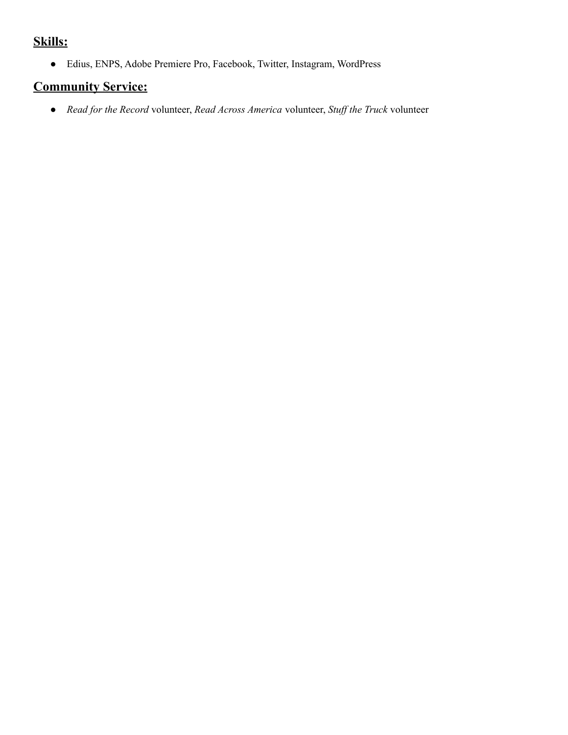## **Skills:**

- Edius, ENPS, Adobe Premiere Pro, Facebook, Twitter, Instagram, WordPress

## **Community Service:**

- *Read for the Record* volunteer, *Read Across America* volunteer, *Stuff the Truck* volunteer